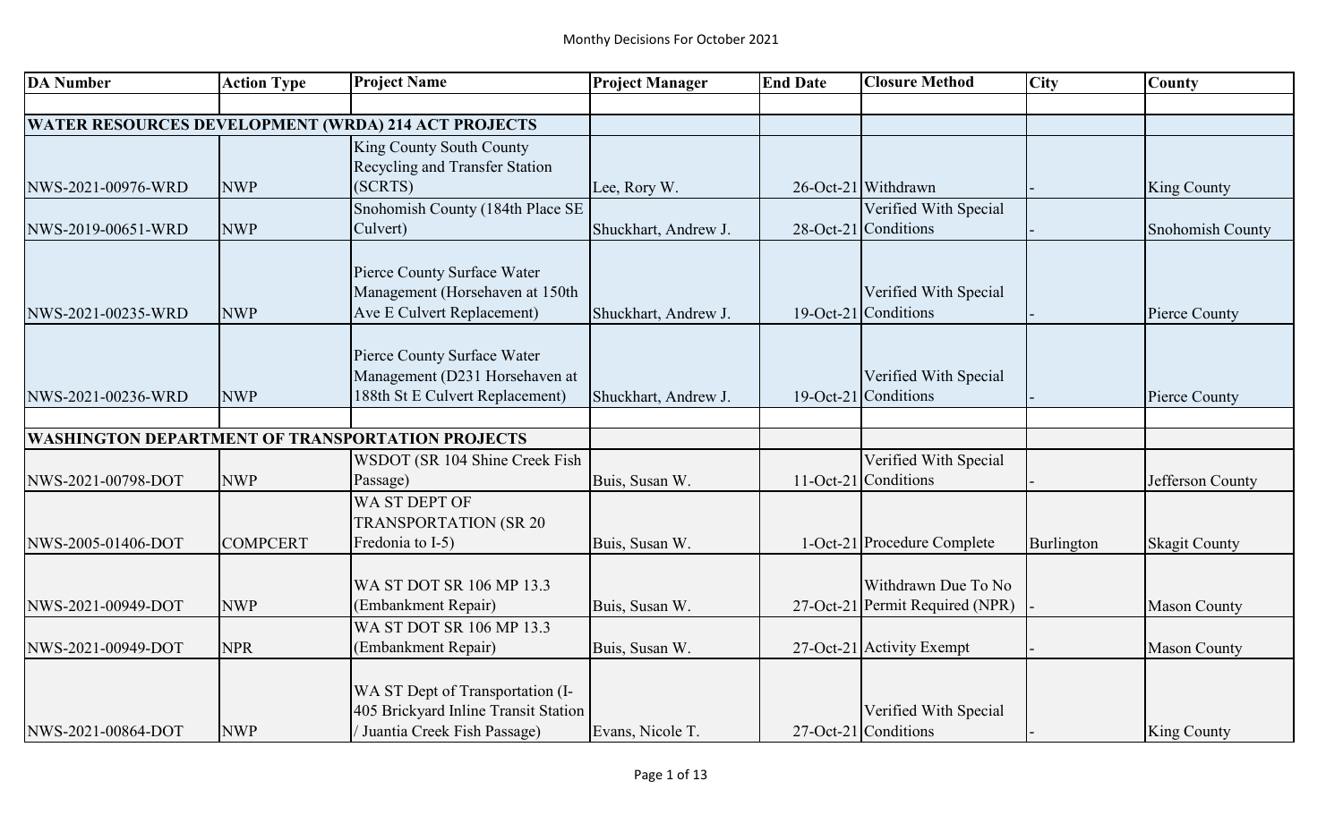Monthy Decisions For October 2021

| DA Number | Action Type | Project Name | Project Manager | End Date | Closure Method | City | County |
|---|---|---|---|---|---|---|---|
| | | | | | | | |
| **WATER RESOURCES DEVELOPMENT (WRDA) 214 ACT PROJECTS** | | | | | | | |
| NWS-2021-00976-WRD | NWP | King County South County Recycling and Transfer Station (SCRTS) | Lee, Rory W. | 26-Oct-21 | Withdrawn | - | King County |
| NWS-2019-00651-WRD | NWP | Snohomish County (184th Place SE Culvert) | Shuckhart, Andrew J. | 28-Oct-21 | Verified With Special Conditions | - | Snohomish County |
| NWS-2021-00235-WRD | NWP | Pierce County Surface Water Management (Horsehaven at 150th Ave E Culvert Replacement) | Shuckhart, Andrew J. | 19-Oct-21 | Verified With Special Conditions | - | Pierce County |
| NWS-2021-00236-WRD | NWP | Pierce County Surface Water Management (D231 Horsehaven at 188th St E Culvert Replacement) | Shuckhart, Andrew J. | 19-Oct-21 | Verified With Special Conditions | - | Pierce County |
| | | | | | | | |
| **WASHINGTON DEPARTMENT OF TRANSPORTATION PROJECTS** | | | | | | | |
| NWS-2021-00798-DOT | NWP | WSDOT (SR 104 Shine Creek Fish Passage) | Buis, Susan W. | 11-Oct-21 | Verified With Special Conditions | - | Jefferson County |
| NWS-2005-01406-DOT | COMPCERT | WA ST DEPT OF TRANSPORTATION (SR 20 Fredonia to I-5) | Buis, Susan W. | 1-Oct-21 | Procedure Complete | Burlington | Skagit County |
| NWS-2021-00949-DOT | NWP | WA ST DOT SR 106 MP 13.3 (Embankment Repair) | Buis, Susan W. | 27-Oct-21 | Withdrawn Due To No Permit Required (NPR) | - | Mason County |
| NWS-2021-00949-DOT | NPR | WA ST DOT SR 106 MP 13.3 (Embankment Repair) | Buis, Susan W. | 27-Oct-21 | Activity Exempt | - | Mason County |
| NWS-2021-00864-DOT | NWP | WA ST Dept of Transportation (I-405 Brickyard Inline Transit Station / Juantia Creek Fish Passage) | Evans, Nicole T. | 27-Oct-21 | Verified With Special Conditions | - | King County |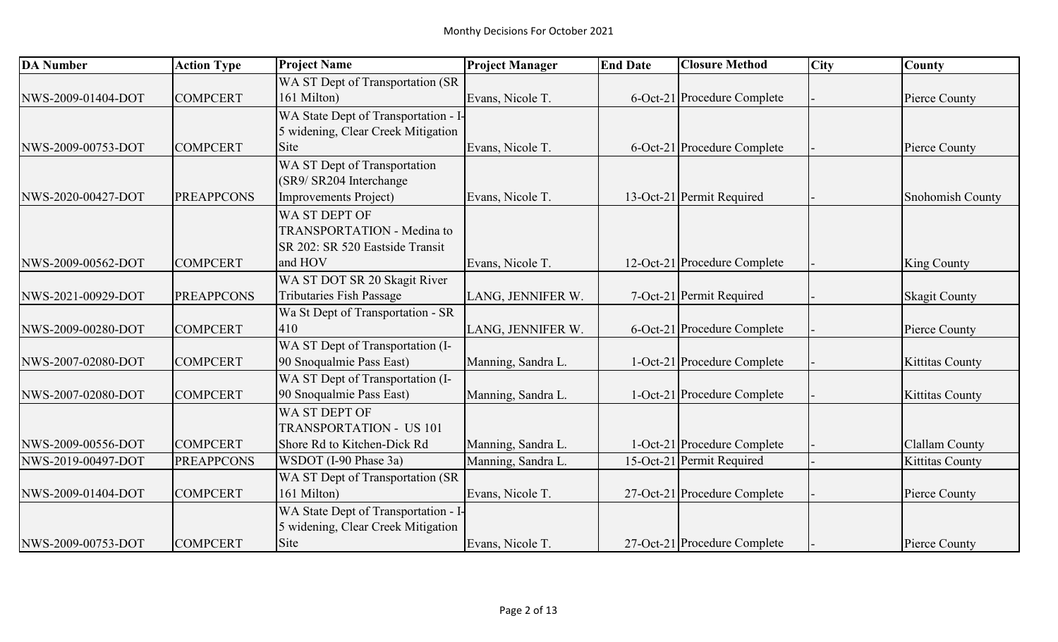Monthy Decisions For October 2021

| DA Number | Action Type | Project Name | Project Manager | End Date | Closure Method | City | County |
|---|---|---|---|---|---|---|---|
| NWS-2009-01404-DOT | COMPCERT | WA ST Dept of Transportation (SR 161 Milton) | Evans, Nicole T. | 6-Oct-21 | Procedure Complete | - | Pierce County |
| NWS-2009-00753-DOT | COMPCERT | WA State Dept of Transportation - I-5 widening, Clear Creek Mitigation Site | Evans, Nicole T. | 6-Oct-21 | Procedure Complete | - | Pierce County |
| NWS-2020-00427-DOT | PREAPPCONS | WA ST Dept of Transportation (SR9/ SR204 Interchange Improvements Project) | Evans, Nicole T. | 13-Oct-21 | Permit Required | - | Snohomish County |
| NWS-2009-00562-DOT | COMPCERT | WA ST DEPT OF TRANSPORTATION - Medina to SR 202: SR 520 Eastside Transit and HOV | Evans, Nicole T. | 12-Oct-21 | Procedure Complete | - | King County |
| NWS-2021-00929-DOT | PREAPPCONS | WA ST DOT SR 20 Skagit River Tributaries Fish Passage | LANG, JENNIFER W. | 7-Oct-21 | Permit Required | - | Skagit County |
| NWS-2009-00280-DOT | COMPCERT | Wa St Dept of Transportation - SR 410 | LANG, JENNIFER W. | 6-Oct-21 | Procedure Complete | - | Pierce County |
| NWS-2007-02080-DOT | COMPCERT | WA ST Dept of Transportation (I-90 Snoqualmie Pass East) | Manning, Sandra L. | 1-Oct-21 | Procedure Complete | - | Kittitas County |
| NWS-2007-02080-DOT | COMPCERT | WA ST Dept of Transportation (I-90 Snoqualmie Pass East) | Manning, Sandra L. | 1-Oct-21 | Procedure Complete | - | Kittitas County |
| NWS-2009-00556-DOT | COMPCERT | WA ST DEPT OF TRANSPORTATION - US 101 Shore Rd to Kitchen-Dick Rd | Manning, Sandra L. | 1-Oct-21 | Procedure Complete | - | Clallam County |
| NWS-2019-00497-DOT | PREAPPCONS | WSDOT (I-90 Phase 3a) | Manning, Sandra L. | 15-Oct-21 | Permit Required | - | Kittitas County |
| NWS-2009-01404-DOT | COMPCERT | WA ST Dept of Transportation (SR 161 Milton) | Evans, Nicole T. | 27-Oct-21 | Procedure Complete | - | Pierce County |
| NWS-2009-00753-DOT | COMPCERT | WA State Dept of Transportation - I-5 widening, Clear Creek Mitigation Site | Evans, Nicole T. | 27-Oct-21 | Procedure Complete | - | Pierce County |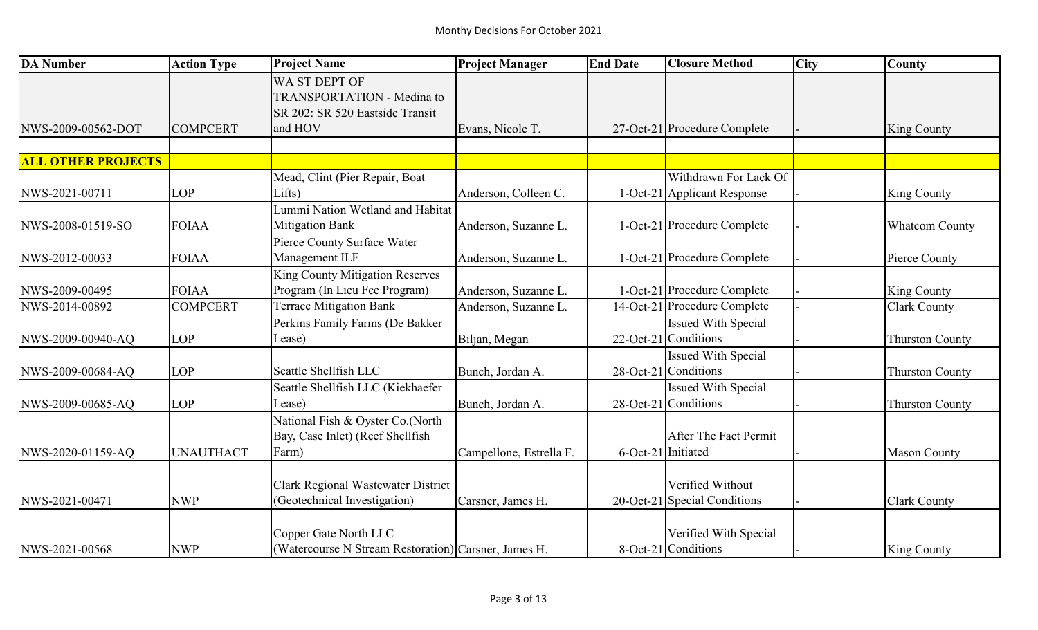# Monthy Decisions For October 2021

| DA Number | Action Type | Project Name | Project Manager | End Date | Closure Method | City | County |
|---|---|---|---|---|---|---|---|
| NWS-2009-00562-DOT | COMPCERT | WA ST DEPT OF TRANSPORTATION - Medina to SR 202: SR 520 Eastside Transit and HOV | Evans, Nicole T. | 27-Oct-21 | Procedure Complete | - | King County |
| | | | | | | | |
| **ALL OTHER PROJECTS** | | | | | | | |
| NWS-2021-00711 | LOP | Mead, Clint (Pier Repair, Boat Lifts) | Anderson, Colleen C. | 1-Oct-21 | Withdrawn For Lack Of Applicant Response | - | King County |
| NWS-2008-01519-SO | FOIAA | Lummi Nation Wetland and Habitat Mitigation Bank | Anderson, Suzanne L. | 1-Oct-21 | Procedure Complete | - | Whatcom County |
| NWS-2012-00033 | FOIAA | Pierce County Surface Water Management ILF | Anderson, Suzanne L. | 1-Oct-21 | Procedure Complete | - | Pierce County |
| NWS-2009-00495 | FOIAA | King County Mitigation Reserves Program (In Lieu Fee Program) | Anderson, Suzanne L. | 1-Oct-21 | Procedure Complete | - | King County |
| NWS-2014-00892 | COMPCERT | Terrace Mitigation Bank | Anderson, Suzanne L. | 14-Oct-21 | Procedure Complete | - | Clark County |
| NWS-2009-00940-AQ | LOP | Perkins Family Farms (De Bakker Lease) | Biljan, Megan | 22-Oct-21 | Issued With Special Conditions | - | Thurston County |
| NWS-2009-00684-AQ | LOP | Seattle Shellfish LLC | Bunch, Jordan A. | 28-Oct-21 | Issued With Special Conditions | - | Thurston County |
| NWS-2009-00685-AQ | LOP | Seattle Shellfish LLC (Kiekhaefer Lease) | Bunch, Jordan A. | 28-Oct-21 | Issued With Special Conditions | - | Thurston County |
| NWS-2020-01159-AQ | UNAUTHACT | National Fish & Oyster Co.(North Bay, Case Inlet) (Reef Shellfish Farm) | Campellone, Estrella F. | 6-Oct-21 | After The Fact Permit Initiated | - | Mason County |
| NWS-2021-00471 | NWP | Clark Regional Wastewater District (Geotechnical Investigation) | Carsner, James H. | 20-Oct-21 | Verified Without Special Conditions | - | Clark County |
| NWS-2021-00568 | NWP | Copper Gate North LLC (Watercourse N Stream Restoration) | Carsner, James H. | 8-Oct-21 | Verified With Special Conditions | - | King County |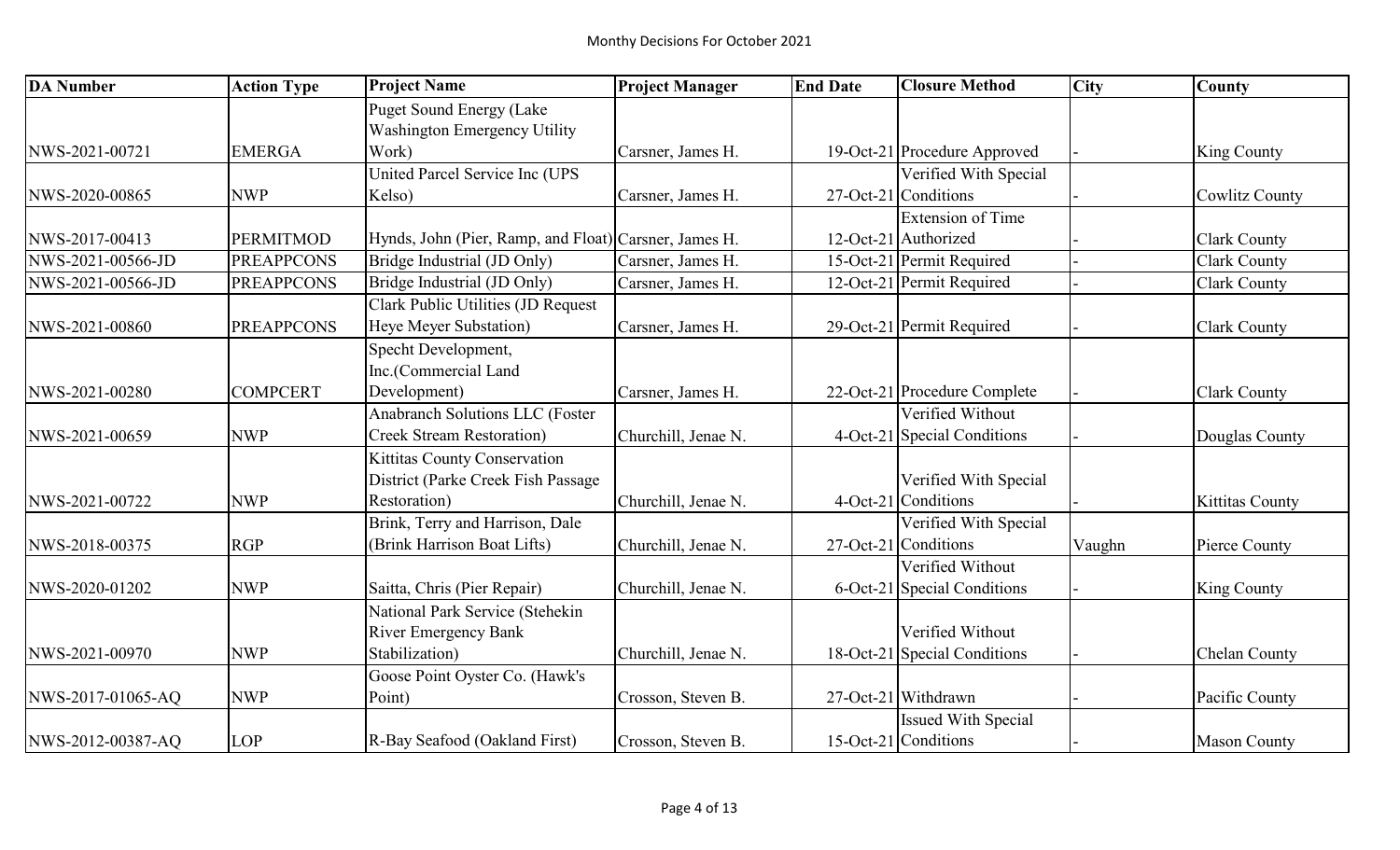## Monthy Decisions For October 2021

| DA Number | Action Type | Project Name | Project Manager | End Date | Closure Method | City | County |
|---|---|---|---|---|---|---|---|
| NWS-2021-00721 | EMERGA | Puget Sound Energy (Lake Washington Emergency Utility Work) | Carsner, James H. | 19-Oct-21 | Procedure Approved | - | King County |
| NWS-2020-00865 | NWP | United Parcel Service Inc (UPS Kelso) | Carsner, James H. | 27-Oct-21 | Verified With Special Conditions | - | Cowlitz County |
| NWS-2017-00413 | PERMITMOD | Hynds, John (Pier, Ramp, and Float) | Carsner, James H. | 12-Oct-21 | Extension of Time Authorized | - | Clark County |
| NWS-2021-00566-JD | PREAPPCONS | Bridge Industrial (JD Only) | Carsner, James H. | 15-Oct-21 | Permit Required | - | Clark County |
| NWS-2021-00566-JD | PREAPPCONS | Bridge Industrial (JD Only) | Carsner, James H. | 12-Oct-21 | Permit Required | - | Clark County |
| NWS-2021-00860 | PREAPPCONS | Clark Public Utilities (JD Request Heye Meyer Substation) | Carsner, James H. | 29-Oct-21 | Permit Required | - | Clark County |
| NWS-2021-00280 | COMPCERT | Specht Development, Inc.(Commercial Land Development) | Carsner, James H. | 22-Oct-21 | Procedure Complete | - | Clark County |
| NWS-2021-00659 | NWP | Anabranch Solutions LLC (Foster Creek Stream Restoration) | Churchill, Jenae N. | 4-Oct-21 | Verified Without Special Conditions | - | Douglas County |
| NWS-2021-00722 | NWP | Kittitas County Conservation District (Parke Creek Fish Passage Restoration) | Churchill, Jenae N. | 4-Oct-21 | Verified With Special Conditions | - | Kittitas County |
| NWS-2018-00375 | RGP | Brink, Terry and Harrison, Dale (Brink Harrison Boat Lifts) | Churchill, Jenae N. | 27-Oct-21 | Verified With Special Conditions | Vaughn | Pierce County |
| NWS-2020-01202 | NWP | Saitta, Chris (Pier Repair) | Churchill, Jenae N. | 6-Oct-21 | Verified Without Special Conditions | - | King County |
| NWS-2021-00970 | NWP | National Park Service (Stehekin River Emergency Bank Stabilization) | Churchill, Jenae N. | 18-Oct-21 | Verified Without Special Conditions | - | Chelan County |
| NWS-2017-01065-AQ | NWP | Goose Point Oyster Co. (Hawk's Point) | Crosson, Steven B. | 27-Oct-21 | Withdrawn | - | Pacific County |
| NWS-2012-00387-AQ | LOP | R-Bay Seafood (Oakland First) | Crosson, Steven B. | 15-Oct-21 | Issued With Special Conditions | - | Mason County |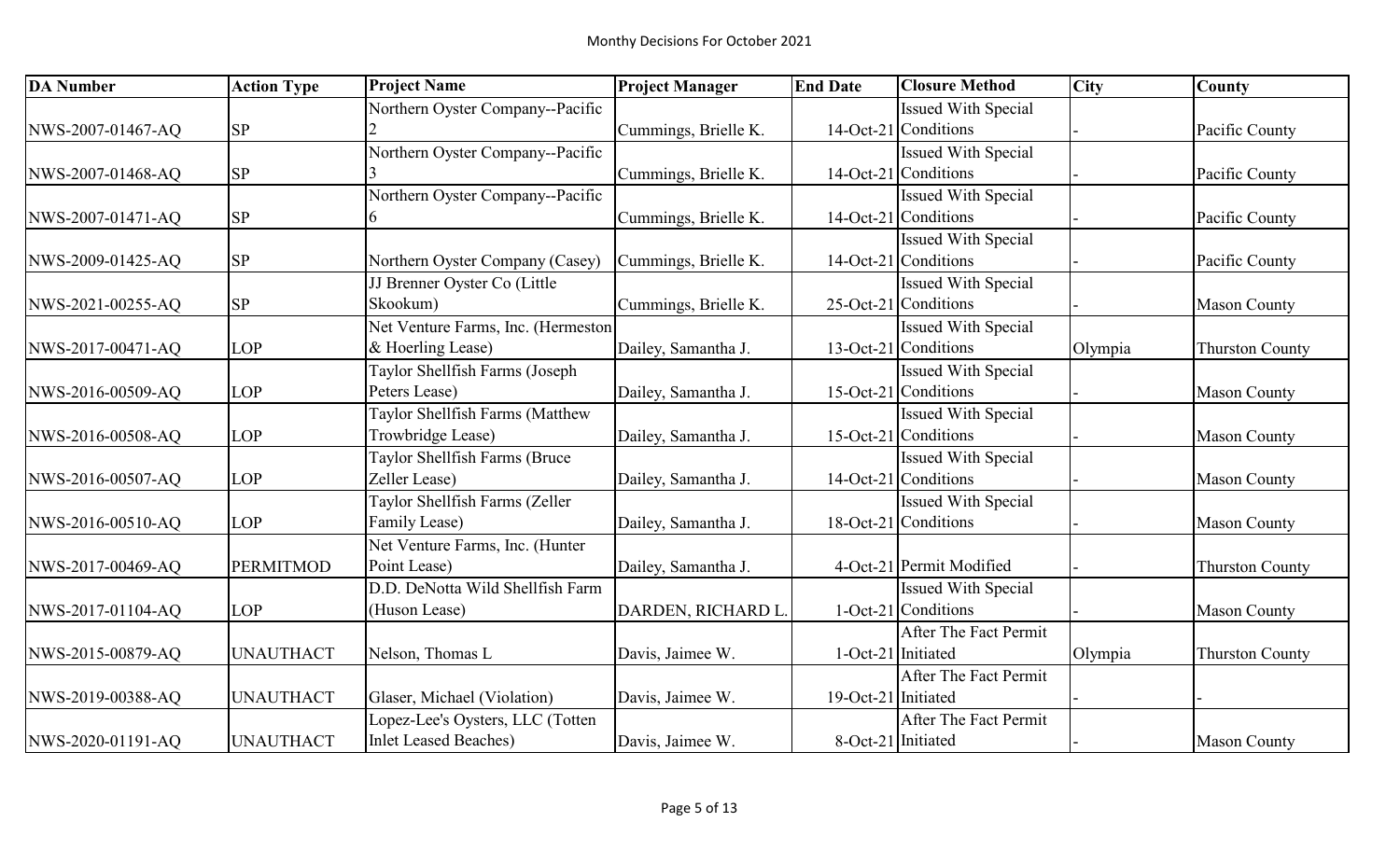## Monthy Decisions For October 2021

| DA Number | Action Type | Project Name | Project Manager | End Date | Closure Method | City | County |
|---|---|---|---|---|---|---|---|
| NWS-2007-01467-AQ | SP | Northern Oyster Company--Pacific 2 | Cummings, Brielle K. | 14-Oct-21 | Issued With Special Conditions | - | Pacific County |
| NWS-2007-01468-AQ | SP | Northern Oyster Company--Pacific 3 | Cummings, Brielle K. | 14-Oct-21 | Issued With Special Conditions | - | Pacific County |
| NWS-2007-01471-AQ | SP | Northern Oyster Company--Pacific 6 | Cummings, Brielle K. | 14-Oct-21 | Issued With Special Conditions | - | Pacific County |
| NWS-2009-01425-AQ | SP | Northern Oyster Company (Casey) | Cummings, Brielle K. | 14-Oct-21 | Issued With Special Conditions | - | Pacific County |
| NWS-2021-00255-AQ | SP | JJ Brenner Oyster Co (Little Skookum) | Cummings, Brielle K. | 25-Oct-21 | Issued With Special Conditions | - | Mason County |
| NWS-2017-00471-AQ | LOP | Net Venture Farms, Inc. (Hermeston & Hoerling Lease) | Dailey, Samantha J. | 13-Oct-21 | Issued With Special Conditions | Olympia | Thurston County |
| NWS-2016-00509-AQ | LOP | Taylor Shellfish Farms (Joseph Peters Lease) | Dailey, Samantha J. | 15-Oct-21 | Issued With Special Conditions | - | Mason County |
| NWS-2016-00508-AQ | LOP | Taylor Shellfish Farms (Matthew Trowbridge Lease) | Dailey, Samantha J. | 15-Oct-21 | Issued With Special Conditions | - | Mason County |
| NWS-2016-00507-AQ | LOP | Taylor Shellfish Farms (Bruce Zeller Lease) | Dailey, Samantha J. | 14-Oct-21 | Issued With Special Conditions | - | Mason County |
| NWS-2016-00510-AQ | LOP | Taylor Shellfish Farms (Zeller Family Lease) | Dailey, Samantha J. | 18-Oct-21 | Issued With Special Conditions | - | Mason County |
| NWS-2017-00469-AQ | PERMITMOD | Net Venture Farms, Inc. (Hunter Point Lease) | Dailey, Samantha J. | 4-Oct-21 | Permit Modified | - | Thurston County |
| NWS-2017-01104-AQ | LOP | D.D. DeNotta Wild Shellfish Farm (Huson Lease) | DARDEN, RICHARD L. | 1-Oct-21 | Issued With Special Conditions | - | Mason County |
| NWS-2015-00879-AQ | UNAUTHACT | Nelson, Thomas L | Davis, Jaimee W. | 1-Oct-21 | After The Fact Permit Initiated | Olympia | Thurston County |
| NWS-2019-00388-AQ | UNAUTHACT | Glaser, Michael (Violation) | Davis, Jaimee W. | 19-Oct-21 | After The Fact Permit Initiated | - | - |
| NWS-2020-01191-AQ | UNAUTHACT | Lopez-Lee's Oysters, LLC (Totten Inlet Leased Beaches) | Davis, Jaimee W. | 8-Oct-21 | After The Fact Permit Initiated | - | Mason County |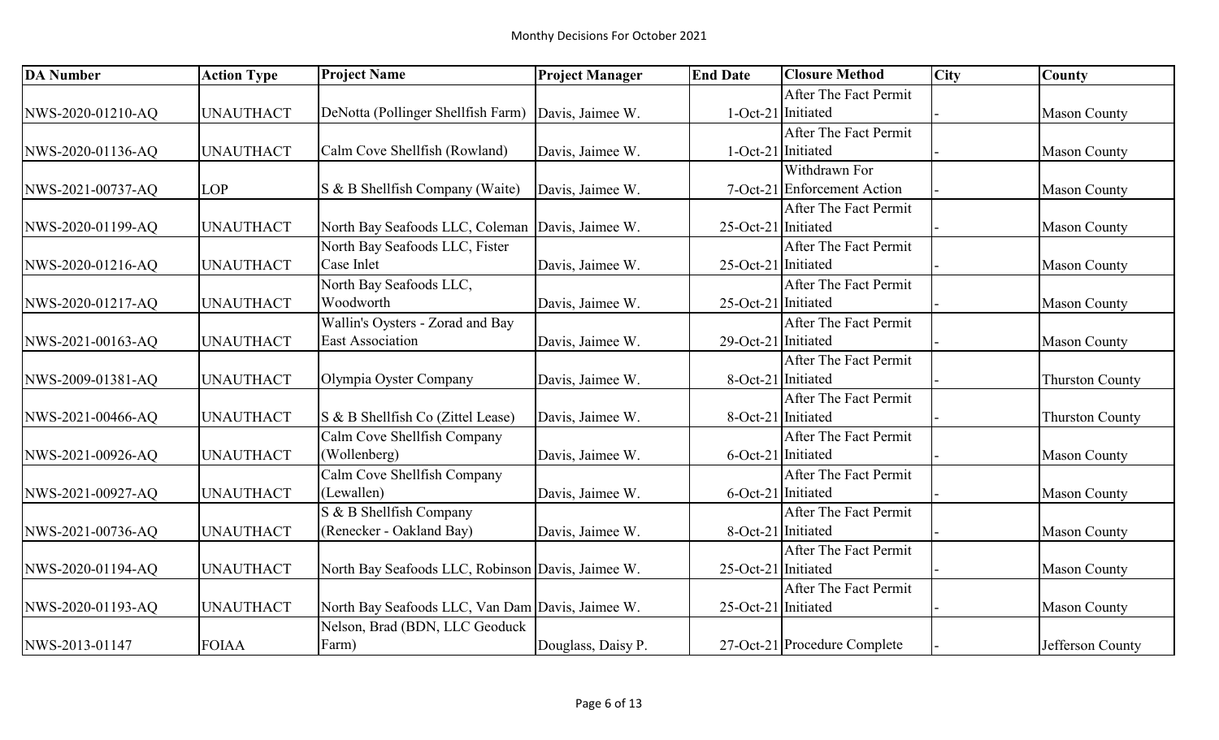Monthy Decisions For October 2021

| DA Number | Action Type | Project Name | Project Manager | End Date | Closure Method | City | County |
|---|---|---|---|---|---|---|---|
| NWS-2020-01210-AQ | UNAUTHACT | DeNotta (Pollinger Shellfish Farm) | Davis, Jaimee W. | 1-Oct-21 | After The Fact Permit Initiated | - | Mason County |
| NWS-2020-01136-AQ | UNAUTHACT | Calm Cove Shellfish (Rowland) | Davis, Jaimee W. | 1-Oct-21 | After The Fact Permit Initiated | - | Mason County |
| NWS-2021-00737-AQ | LOP | S & B Shellfish Company (Waite) | Davis, Jaimee W. | 7-Oct-21 | Withdrawn For Enforcement Action | - | Mason County |
| NWS-2020-01199-AQ | UNAUTHACT | North Bay Seafoods LLC, Coleman | Davis, Jaimee W. | 25-Oct-21 | After The Fact Permit Initiated | - | Mason County |
| NWS-2020-01216-AQ | UNAUTHACT | North Bay Seafoods LLC, Fister Case Inlet | Davis, Jaimee W. | 25-Oct-21 | After The Fact Permit Initiated | - | Mason County |
| NWS-2020-01217-AQ | UNAUTHACT | North Bay Seafoods LLC, Woodworth | Davis, Jaimee W. | 25-Oct-21 | After The Fact Permit Initiated | - | Mason County |
| NWS-2021-00163-AQ | UNAUTHACT | Wallin's Oysters - Zorad and Bay East Association | Davis, Jaimee W. | 29-Oct-21 | After The Fact Permit Initiated | - | Mason County |
| NWS-2009-01381-AQ | UNAUTHACT | Olympia Oyster Company | Davis, Jaimee W. | 8-Oct-21 | After The Fact Permit Initiated | - | Thurston County |
| NWS-2021-00466-AQ | UNAUTHACT | S & B Shellfish Co (Zittel Lease) | Davis, Jaimee W. | 8-Oct-21 | After The Fact Permit Initiated | - | Thurston County |
| NWS-2021-00926-AQ | UNAUTHACT | Calm Cove Shellfish Company (Wollenberg) | Davis, Jaimee W. | 6-Oct-21 | After The Fact Permit Initiated | - | Mason County |
| NWS-2021-00927-AQ | UNAUTHACT | Calm Cove Shellfish Company (Lewallen) | Davis, Jaimee W. | 6-Oct-21 | After The Fact Permit Initiated | - | Mason County |
| NWS-2021-00736-AQ | UNAUTHACT | S & B Shellfish Company (Renecker - Oakland Bay) | Davis, Jaimee W. | 8-Oct-21 | After The Fact Permit Initiated | - | Mason County |
| NWS-2020-01194-AQ | UNAUTHACT | North Bay Seafoods LLC, Robinson | Davis, Jaimee W. | 25-Oct-21 | After The Fact Permit Initiated | - | Mason County |
| NWS-2020-01193-AQ | UNAUTHACT | North Bay Seafoods LLC, Van Dam | Davis, Jaimee W. | 25-Oct-21 | After The Fact Permit Initiated | - | Mason County |
| NWS-2013-01147 | FOIAA | Nelson, Brad (BDN, LLC Geoduck Farm) | Douglass, Daisy P. | 27-Oct-21 | Procedure Complete | - | Jefferson County |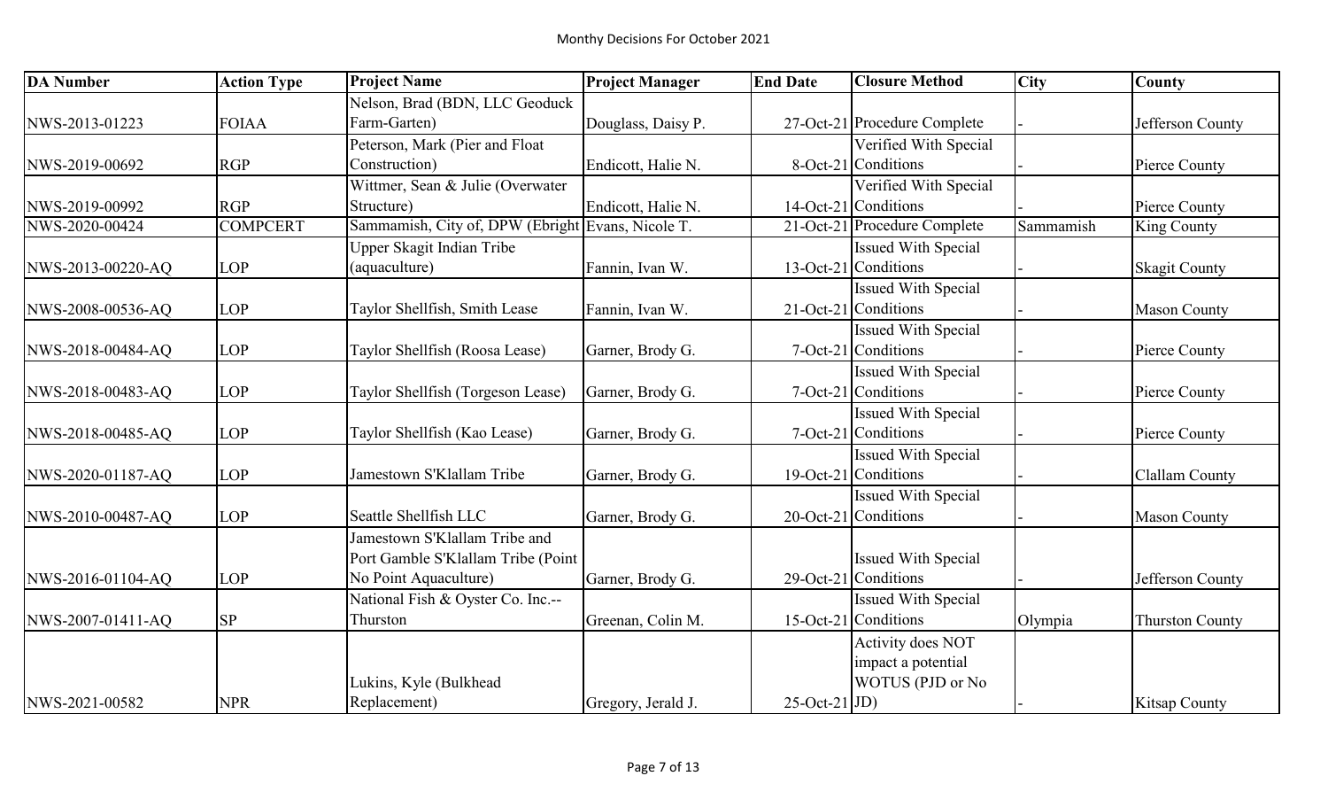Monthy Decisions For October 2021

| DA Number | Action Type | Project Name | Project Manager | End Date | Closure Method | City | County |
|---|---|---|---|---|---|---|---|
| NWS-2013-01223 | FOIAA | Nelson, Brad (BDN, LLC Geoduck Farm-Garten) | Douglass, Daisy P. | 27-Oct-21 | Procedure Complete | - | Jefferson County |
| NWS-2019-00692 | RGP | Peterson, Mark (Pier and Float Construction) | Endicott, Halie N. | 8-Oct-21 | Verified With Special Conditions | - | Pierce County |
| NWS-2019-00992 | RGP | Wittmer, Sean & Julie (Overwater Structure) | Endicott, Halie N. | 14-Oct-21 | Verified With Special Conditions | - | Pierce County |
| NWS-2020-00424 | COMPCERT | Sammamish, City of, DPW (Ebright | Evans, Nicole T. | 21-Oct-21 | Procedure Complete | Sammamish | King County |
| NWS-2013-00220-AQ | LOP | Upper Skagit Indian Tribe (aquaculture) | Fannin, Ivan W. | 13-Oct-21 | Issued With Special Conditions | - | Skagit County |
| NWS-2008-00536-AQ | LOP | Taylor Shellfish, Smith Lease | Fannin, Ivan W. | 21-Oct-21 | Issued With Special Conditions | - | Mason County |
| NWS-2018-00484-AQ | LOP | Taylor Shellfish (Roosa Lease) | Garner, Brody G. | 7-Oct-21 | Issued With Special Conditions | - | Pierce County |
| NWS-2018-00483-AQ | LOP | Taylor Shellfish (Torgeson Lease) | Garner, Brody G. | 7-Oct-21 | Issued With Special Conditions | - | Pierce County |
| NWS-2018-00485-AQ | LOP | Taylor Shellfish (Kao Lease) | Garner, Brody G. | 7-Oct-21 | Issued With Special Conditions | - | Pierce County |
| NWS-2020-01187-AQ | LOP | Jamestown S'Klallam Tribe | Garner, Brody G. | 19-Oct-21 | Issued With Special Conditions | - | Clallam County |
| NWS-2010-00487-AQ | LOP | Seattle Shellfish LLC | Garner, Brody G. | 20-Oct-21 | Issued With Special Conditions | - | Mason County |
| NWS-2016-01104-AQ | LOP | Jamestown S'Klallam Tribe and Port Gamble S'Klallam Tribe (Point No Point Aquaculture) | Garner, Brody G. | 29-Oct-21 | Issued With Special Conditions | - | Jefferson County |
| NWS-2007-01411-AQ | SP | National Fish & Oyster Co. Inc.--Thurston | Greenan, Colin M. | 15-Oct-21 | Issued With Special Conditions | Olympia | Thurston County |
| NWS-2021-00582 | NPR | Lukins, Kyle (Bulkhead Replacement) | Gregory, Jerald J. | 25-Oct-21 | Activity does NOT impact a potential WOTUS (PJD or No JD) | - | Kitsap County |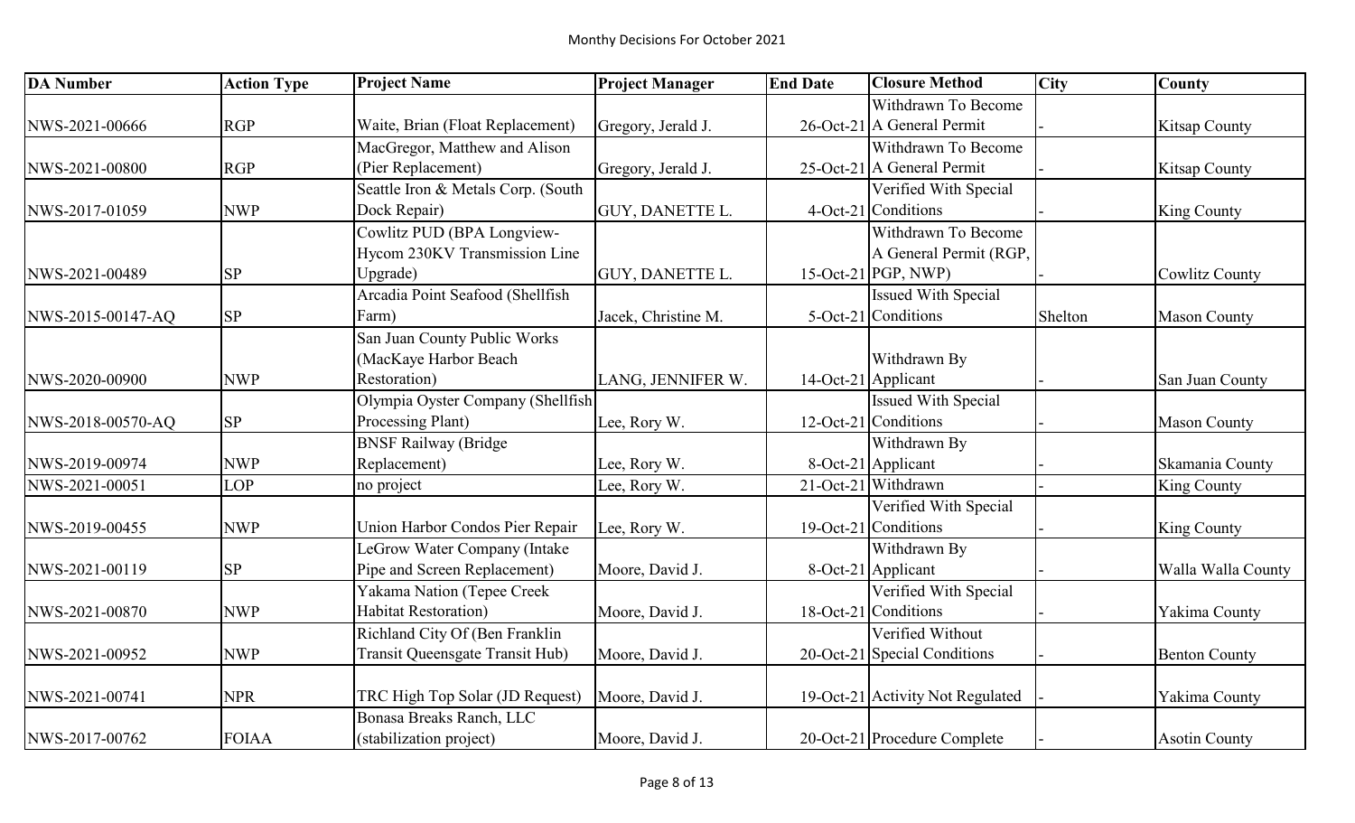Monthy Decisions For October 2021

| DA Number | Action Type | Project Name | Project Manager | End Date | Closure Method | City | County |
|---|---|---|---|---|---|---|---|
| NWS-2021-00666 | RGP | Waite, Brian (Float Replacement) | Gregory, Jerald J. | 26-Oct-21 | Withdrawn To Become A General Permit | - | Kitsap County |
| NWS-2021-00800 | RGP | MacGregor, Matthew and Alison (Pier Replacement) | Gregory, Jerald J. | 25-Oct-21 | Withdrawn To Become A General Permit | - | Kitsap County |
| NWS-2017-01059 | NWP | Seattle Iron & Metals Corp. (South Dock Repair) | GUY, DANETTE L. | 4-Oct-21 | Verified With Special Conditions | - | King County |
| NWS-2021-00489 | SP | Cowlitz PUD (BPA Longview-Hycom 230KV Transmission Line Upgrade) | GUY, DANETTE L. | 15-Oct-21 | Withdrawn To Become A General Permit (RGP, PGP, NWP) | - | Cowlitz County |
| NWS-2015-00147-AQ | SP | Arcadia Point Seafood (Shellfish Farm) | Jacek, Christine M. | 5-Oct-21 | Issued With Special Conditions | Shelton | Mason County |
| NWS-2020-00900 | NWP | San Juan County Public Works (MacKaye Harbor Beach Restoration) | LANG, JENNIFER W. | 14-Oct-21 | Withdrawn By Applicant | - | San Juan County |
| NWS-2018-00570-AQ | SP | Olympia Oyster Company (Shellfish Processing Plant) | Lee, Rory W. | 12-Oct-21 | Issued With Special Conditions | - | Mason County |
| NWS-2019-00974 | NWP | BNSF Railway (Bridge Replacement) | Lee, Rory W. | 8-Oct-21 | Withdrawn By Applicant | - | Skamania County |
| NWS-2021-00051 | LOP | no project | Lee, Rory W. | 21-Oct-21 | Withdrawn | - | King County |
| NWS-2019-00455 | NWP | Union Harbor Condos Pier Repair | Lee, Rory W. | 19-Oct-21 | Verified With Special Conditions | - | King County |
| NWS-2021-00119 | SP | LeGrow Water Company (Intake Pipe and Screen Replacement) | Moore, David J. | 8-Oct-21 | Withdrawn By Applicant | - | Walla Walla County |
| NWS-2021-00870 | NWP | Yakama Nation (Tepee Creek Habitat Restoration) | Moore, David J. | 18-Oct-21 | Verified With Special Conditions | - | Yakima County |
| NWS-2021-00952 | NWP | Richland City Of (Ben Franklin Transit Queensgate Transit Hub) | Moore, David J. | 20-Oct-21 | Verified Without Special Conditions | - | Benton County |
| NWS-2021-00741 | NPR | TRC High Top Solar (JD Request) | Moore, David J. | 19-Oct-21 | Activity Not Regulated | - | Yakima County |
| NWS-2017-00762 | FOIAA | Bonasa Breaks Ranch, LLC (stabilization project) | Moore, David J. | 20-Oct-21 | Procedure Complete | - | Asotin County |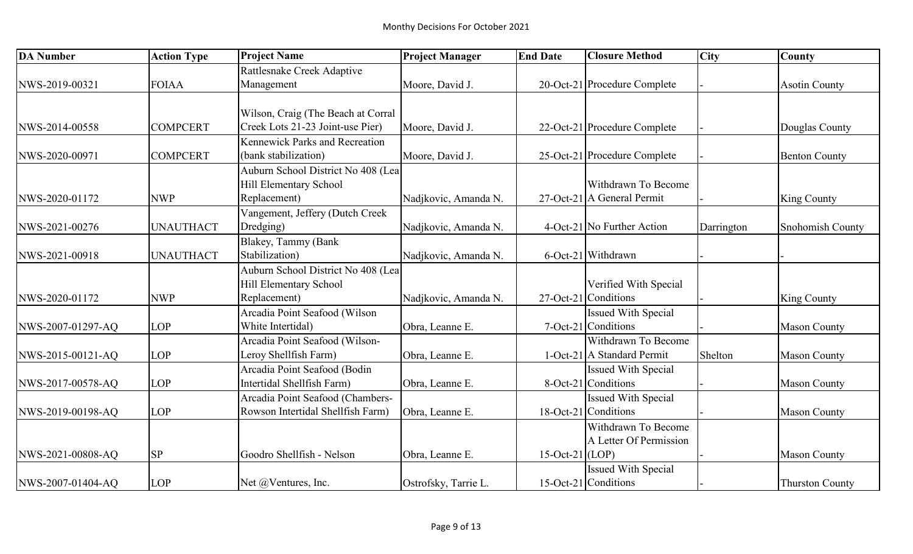Monthy Decisions For October 2021

| DA Number | Action Type | Project Name | Project Manager | End Date | Closure Method | City | County |
|---|---|---|---|---|---|---|---|
| NWS-2019-00321 | FOIAA | Rattlesnake Creek Adaptive Management | Moore, David J. | 20-Oct-21 | Procedure Complete | - | Asotin County |
| NWS-2014-00558 | COMPCERT | Wilson, Craig (The Beach at Corral Creek Lots 21-23 Joint-use Pier) | Moore, David J. | 22-Oct-21 | Procedure Complete | - | Douglas County |
| NWS-2020-00971 | COMPCERT | Kennewick Parks and Recreation (bank stabilization) | Moore, David J. | 25-Oct-21 | Procedure Complete | - | Benton County |
| NWS-2020-01172 | NWP | Auburn School District No 408 (Lea Hill Elementary School Replacement) | Nadjkovic, Amanda N. | 27-Oct-21 | Withdrawn To Become A General Permit | - | King County |
| NWS-2021-00276 | UNAUTHACT | Vangement, Jeffery (Dutch Creek Dredging) | Nadjkovic, Amanda N. | 4-Oct-21 | No Further Action | Darrington | Snohomish County |
| NWS-2021-00918 | UNAUTHACT | Blakey, Tammy (Bank Stabilization) | Nadjkovic, Amanda N. | 6-Oct-21 | Withdrawn | - | - |
| NWS-2020-01172 | NWP | Auburn School District No 408 (Lea Hill Elementary School Replacement) | Nadjkovic, Amanda N. | 27-Oct-21 | Verified With Special Conditions | - | King County |
| NWS-2007-01297-AQ | LOP | Arcadia Point Seafood (Wilson White Intertidal) | Obra, Leanne E. | 7-Oct-21 | Issued With Special Conditions | - | Mason County |
| NWS-2015-00121-AQ | LOP | Arcadia Point Seafood (Wilson-Leroy Shellfish Farm) | Obra, Leanne E. | 1-Oct-21 | Withdrawn To Become A Standard Permit | Shelton | Mason County |
| NWS-2017-00578-AQ | LOP | Arcadia Point Seafood (Bodin Intertidal Shellfish Farm) | Obra, Leanne E. | 8-Oct-21 | Issued With Special Conditions | - | Mason County |
| NWS-2019-00198-AQ | LOP | Arcadia Point Seafood (Chambers-Rowson Intertidal Shellfish Farm) | Obra, Leanne E. | 18-Oct-21 | Issued With Special Conditions | - | Mason County |
| NWS-2021-00808-AQ | SP | Goodro Shellfish - Nelson | Obra, Leanne E. | 15-Oct-21 | Withdrawn To Become A Letter Of Permission (LOP) | - | Mason County |
| NWS-2007-01404-AQ | LOP | Net @Ventures, Inc. | Ostrofsky, Tarrie L. | 15-Oct-21 | Issued With Special Conditions | - | Thurston County |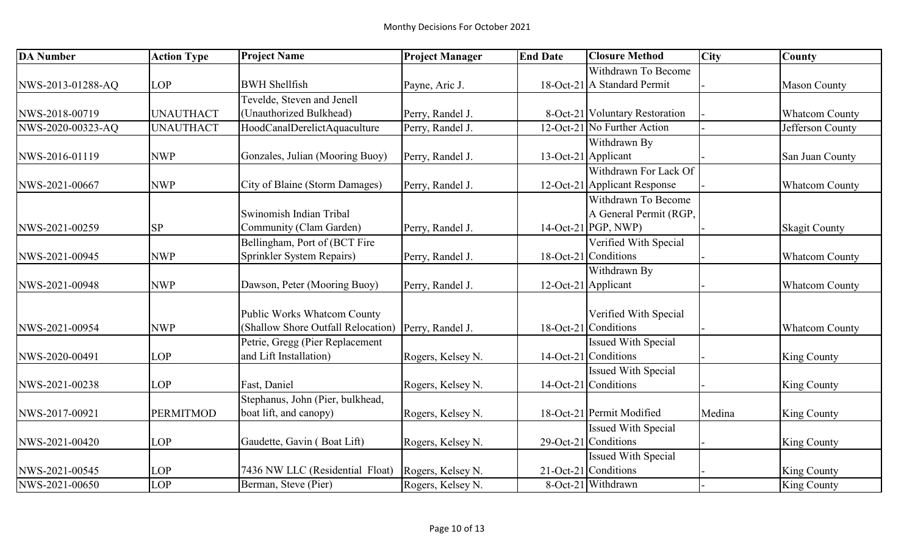Monthy Decisions For October 2021

| DA Number | Action Type | Project Name | Project Manager | End Date | Closure Method | City | County |
|---|---|---|---|---|---|---|---|
| NWS-2013-01288-AQ | LOP | BWH Shellfish | Payne, Aric J. | 18-Oct-21 | Withdrawn To Become A Standard Permit | - | Mason County |
| NWS-2018-00719 | UNAUTHACT | Tevelde, Steven and Jenell (Unauthorized Bulkhead) | Perry, Randel J. | 8-Oct-21 | Voluntary Restoration | - | Whatcom County |
| NWS-2020-00323-AQ | UNAUTHACT | HoodCanalDerelictAquaculture | Perry, Randel J. | 12-Oct-21 | No Further Action | - | Jefferson County |
| NWS-2016-01119 | NWP | Gonzales, Julian (Mooring Buoy) | Perry, Randel J. | 13-Oct-21 | Withdrawn By Applicant | - | San Juan County |
| NWS-2021-00667 | NWP | City of Blaine (Storm Damages) | Perry, Randel J. | 12-Oct-21 | Withdrawn For Lack Of Applicant Response | - | Whatcom County |
| NWS-2021-00259 | SP | Swinomish Indian Tribal Community (Clam Garden) | Perry, Randel J. | 14-Oct-21 | Withdrawn To Become A General Permit (RGP, PGP, NWP) | - | Skagit County |
| NWS-2021-00945 | NWP | Bellingham, Port of (BCT Fire Sprinkler System Repairs) | Perry, Randel J. | 18-Oct-21 | Verified With Special Conditions | - | Whatcom County |
| NWS-2021-00948 | NWP | Dawson, Peter (Mooring Buoy) | Perry, Randel J. | 12-Oct-21 | Withdrawn By Applicant | - | Whatcom County |
| NWS-2021-00954 | NWP | Public Works Whatcom County (Shallow Shore Outfall Relocation) | Perry, Randel J. | 18-Oct-21 | Verified With Special Conditions | - | Whatcom County |
| NWS-2020-00491 | LOP | Petrie, Gregg (Pier Replacement and Lift Installation) | Rogers, Kelsey N. | 14-Oct-21 | Issued With Special Conditions | - | King County |
| NWS-2021-00238 | LOP | Fast, Daniel | Rogers, Kelsey N. | 14-Oct-21 | Issued With Special Conditions | - | King County |
| NWS-2017-00921 | PERMITMOD | Stephanus, John (Pier, bulkhead, boat lift, and canopy) | Rogers, Kelsey N. | 18-Oct-21 | Permit Modified | Medina | King County |
| NWS-2021-00420 | LOP | Gaudette, Gavin ( Boat Lift) | Rogers, Kelsey N. | 29-Oct-21 | Issued With Special Conditions | - | King County |
| NWS-2021-00545 | LOP | 7436 NW LLC (Residential Float) | Rogers, Kelsey N. | 21-Oct-21 | Issued With Special Conditions | - | King County |
| NWS-2021-00650 | LOP | Berman, Steve (Pier) | Rogers, Kelsey N. | 8-Oct-21 | Withdrawn | - | King County |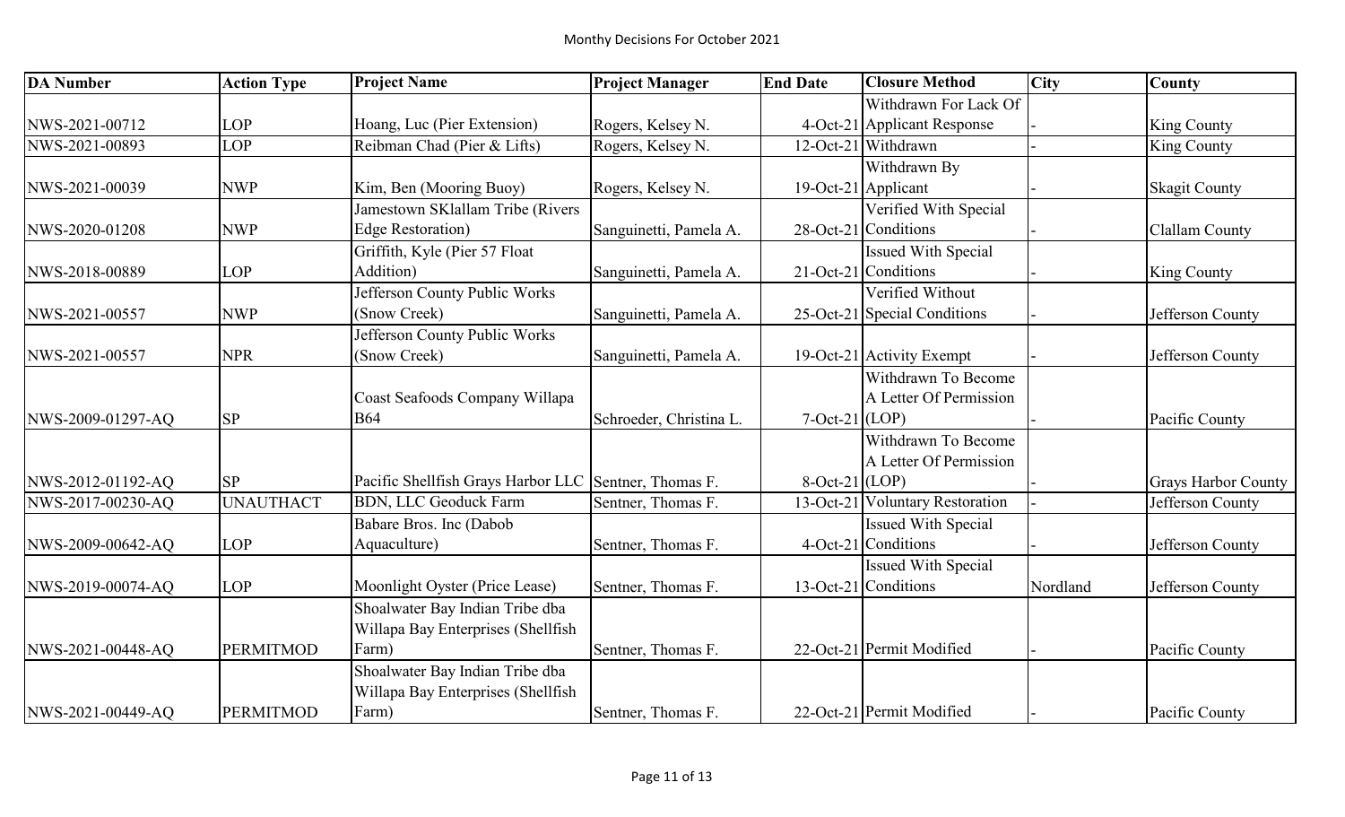Monthy Decisions For October 2021

| DA Number | Action Type | Project Name | Project Manager | End Date | Closure Method | City | County |
|---|---|---|---|---|---|---|---|
| NWS-2021-00712 | LOP | Hoang, Luc (Pier Extension) | Rogers, Kelsey N. | 4-Oct-21 | Withdrawn For Lack Of Applicant Response | - | King County |
| NWS-2021-00893 | LOP | Reibman Chad (Pier & Lifts) | Rogers, Kelsey N. | 12-Oct-21 | Withdrawn | - | King County |
| NWS-2021-00039 | NWP | Kim, Ben (Mooring Buoy) | Rogers, Kelsey N. | 19-Oct-21 | Withdrawn By Applicant | - | Skagit County |
| NWS-2020-01208 | NWP | Jamestown SKlallam Tribe (Rivers Edge Restoration) | Sanguinetti, Pamela A. | 28-Oct-21 | Verified With Special Conditions | - | Clallam County |
| NWS-2018-00889 | LOP | Griffith, Kyle (Pier 57 Float Addition) | Sanguinetti, Pamela A. | 21-Oct-21 | Issued With Special Conditions | - | King County |
| NWS-2021-00557 | NWP | Jefferson County Public Works (Snow Creek) | Sanguinetti, Pamela A. | 25-Oct-21 | Verified Without Special Conditions | - | Jefferson County |
| NWS-2021-00557 | NPR | Jefferson County Public Works (Snow Creek) | Sanguinetti, Pamela A. | 19-Oct-21 | Activity Exempt | - | Jefferson County |
| NWS-2009-01297-AQ | SP | Coast Seafoods Company Willapa B64 | Schroeder, Christina L. | 7-Oct-21 | Withdrawn To Become A Letter Of Permission (LOP) | - | Pacific County |
| NWS-2012-01192-AQ | SP | Pacific Shellfish Grays Harbor LLC | Sentner, Thomas F. | 8-Oct-21 | Withdrawn To Become A Letter Of Permission (LOP) | - | Grays Harbor County |
| NWS-2017-00230-AQ | UNAUTHACT | BDN, LLC Geoduck Farm | Sentner, Thomas F. | 13-Oct-21 | Voluntary Restoration | - | Jefferson County |
| NWS-2009-00642-AQ | LOP | Babare Bros. Inc (Dabob Aquaculture) | Sentner, Thomas F. | 4-Oct-21 | Issued With Special Conditions | - | Jefferson County |
| NWS-2019-00074-AQ | LOP | Moonlight Oyster (Price Lease) | Sentner, Thomas F. | 13-Oct-21 | Issued With Special Conditions | Nordland | Jefferson County |
| NWS-2021-00448-AQ | PERMITMOD | Shoalwater Bay Indian Tribe dba Willapa Bay Enterprises (Shellfish Farm) | Sentner, Thomas F. | 22-Oct-21 | Permit Modified | - | Pacific County |
| NWS-2021-00449-AQ | PERMITMOD | Shoalwater Bay Indian Tribe dba Willapa Bay Enterprises (Shellfish Farm) | Sentner, Thomas F. | 22-Oct-21 | Permit Modified | - | Pacific County |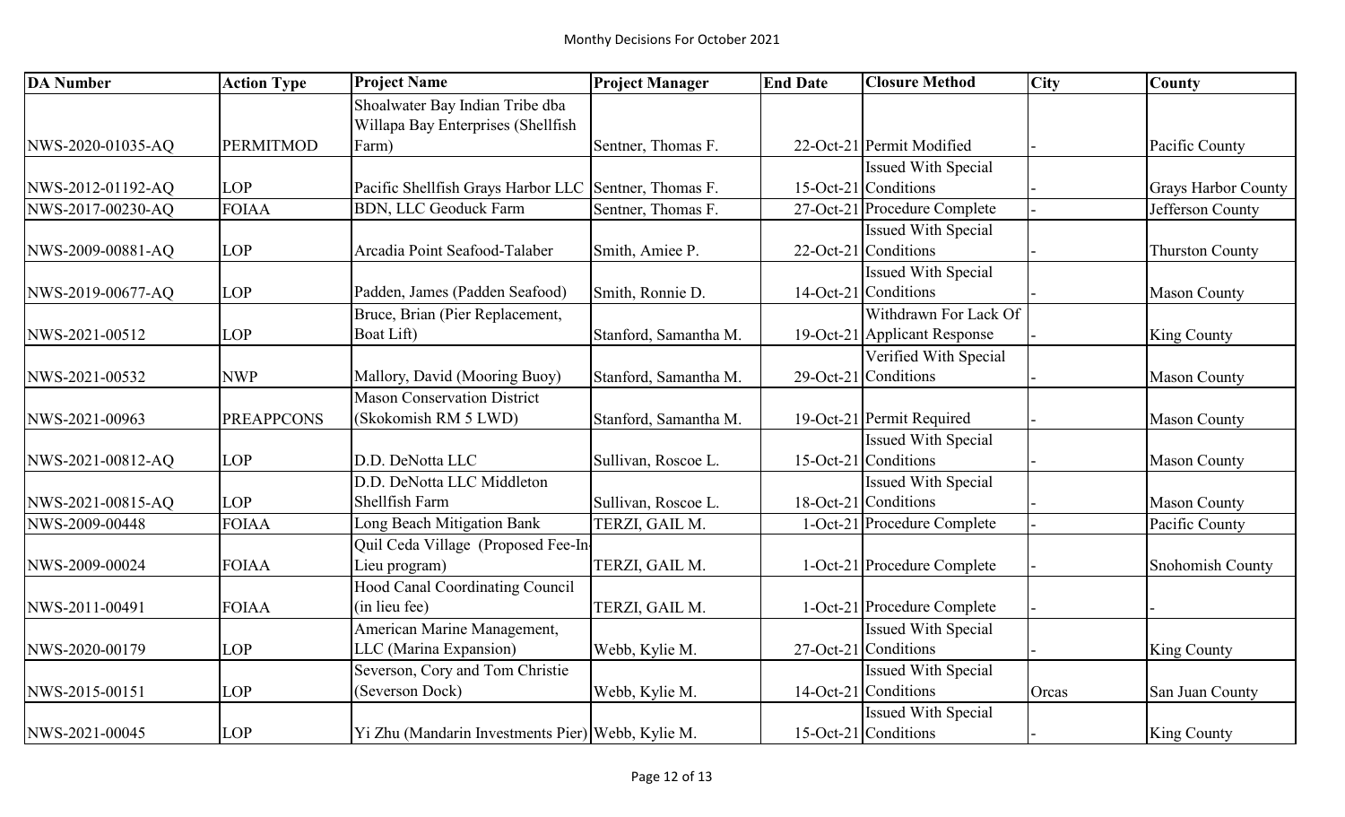Monthy Decisions For October 2021

| DA Number | Action Type | Project Name | Project Manager | End Date | Closure Method | City | County |
|---|---|---|---|---|---|---|---|
| NWS-2020-01035-AQ | PERMITMOD | Shoalwater Bay Indian Tribe dba Willapa Bay Enterprises (Shellfish Farm) | Sentner, Thomas F. | 22-Oct-21 | Permit Modified | - | Pacific County |
| NWS-2012-01192-AQ | LOP | Pacific Shellfish Grays Harbor LLC | Sentner, Thomas F. | 15-Oct-21 | Issued With Special Conditions | - | Grays Harbor County |
| NWS-2017-00230-AQ | FOIAA | BDN, LLC Geoduck Farm | Sentner, Thomas F. | 27-Oct-21 | Procedure Complete | - | Jefferson County |
| NWS-2009-00881-AQ | LOP | Arcadia Point Seafood-Talaber | Smith, Amiee P. | 22-Oct-21 | Issued With Special Conditions | - | Thurston County |
| NWS-2019-00677-AQ | LOP | Padden, James (Padden Seafood) | Smith, Ronnie D. | 14-Oct-21 | Issued With Special Conditions | - | Mason County |
| NWS-2021-00512 | LOP | Bruce, Brian (Pier Replacement, Boat Lift) | Stanford, Samantha M. | 19-Oct-21 | Withdrawn For Lack Of Applicant Response | - | King County |
| NWS-2021-00532 | NWP | Mallory, David (Mooring Buoy) | Stanford, Samantha M. | 29-Oct-21 | Verified With Special Conditions | - | Mason County |
| NWS-2021-00963 | PREAPPCONS | Mason Conservation District (Skokomish RM 5 LWD) | Stanford, Samantha M. | 19-Oct-21 | Permit Required | - | Mason County |
| NWS-2021-00812-AQ | LOP | D.D. DeNotta LLC | Sullivan, Roscoe L. | 15-Oct-21 | Issued With Special Conditions | - | Mason County |
| NWS-2021-00815-AQ | LOP | D.D. DeNotta LLC Middleton Shellfish Farm | Sullivan, Roscoe L. | 18-Oct-21 | Issued With Special Conditions | - | Mason County |
| NWS-2009-00448 | FOIAA | Long Beach Mitigation Bank | TERZI, GAIL M. | 1-Oct-21 | Procedure Complete | - | Pacific County |
| NWS-2009-00024 | FOIAA | Quil Ceda Village (Proposed Fee-In-Lieu program) | TERZI, GAIL M. | 1-Oct-21 | Procedure Complete | - | Snohomish County |
| NWS-2011-00491 | FOIAA | Hood Canal Coordinating Council (in lieu fee) | TERZI, GAIL M. | 1-Oct-21 | Procedure Complete | - | - |
| NWS-2020-00179 | LOP | American Marine Management, LLC (Marina Expansion) | Webb, Kylie M. | 27-Oct-21 | Issued With Special Conditions | - | King County |
| NWS-2015-00151 | LOP | Severson, Cory and Tom Christie (Severson Dock) | Webb, Kylie M. | 14-Oct-21 | Issued With Special Conditions | Orcas | San Juan County |
| NWS-2021-00045 | LOP | Yi Zhu (Mandarin Investments Pier) | Webb, Kylie M. | 15-Oct-21 | Issued With Special Conditions | - | King County |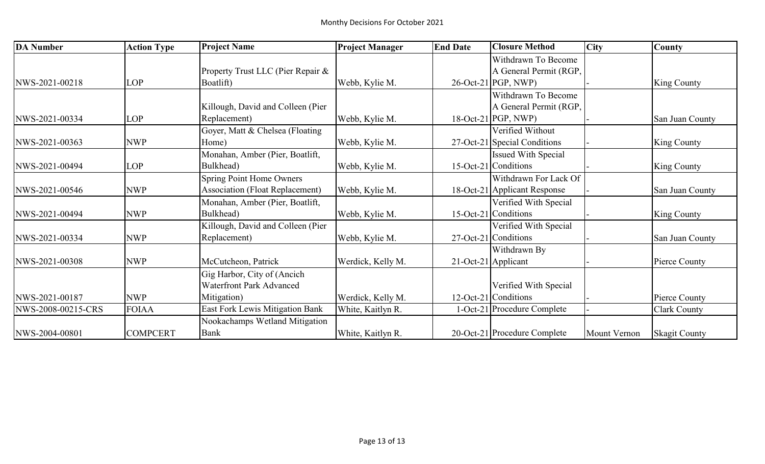Monthy Decisions For October 2021

| DA Number | Action Type | Project Name | Project Manager | End Date | Closure Method | City | County |
|---|---|---|---|---|---|---|---|
| NWS-2021-00218 | LOP | Property Trust LLC (Pier Repair & Boatlift) | Webb, Kylie M. | 26-Oct-21 | Withdrawn To Become A General Permit (RGP, PGP, NWP) | - | King County |
| NWS-2021-00334 | LOP | Killough, David and Colleen (Pier Replacement) | Webb, Kylie M. | 18-Oct-21 | Withdrawn To Become A General Permit (RGP, PGP, NWP) | - | San Juan County |
| NWS-2021-00363 | NWP | Goyer, Matt & Chelsea (Floating Home) | Webb, Kylie M. | 27-Oct-21 | Verified Without Special Conditions | - | King County |
| NWS-2021-00494 | LOP | Monahan, Amber (Pier, Boatlift, Bulkhead) | Webb, Kylie M. | 15-Oct-21 | Issued With Special Conditions | - | King County |
| NWS-2021-00546 | NWP | Spring Point Home Owners Association (Float Replacement) | Webb, Kylie M. | 18-Oct-21 | Withdrawn For Lack Of Applicant Response | - | San Juan County |
| NWS-2021-00494 | NWP | Monahan, Amber (Pier, Boatlift, Bulkhead) | Webb, Kylie M. | 15-Oct-21 | Verified With Special Conditions | - | King County |
| NWS-2021-00334 | NWP | Killough, David and Colleen (Pier Replacement) | Webb, Kylie M. | 27-Oct-21 | Verified With Special Conditions | - | San Juan County |
| NWS-2021-00308 | NWP | McCutcheon, Patrick | Werdick, Kelly M. | 21-Oct-21 | Withdrawn By Applicant | - | Pierce County |
| NWS-2021-00187 | NWP | Gig Harbor, City of (Ancich Waterfront Park Advanced Mitigation) | Werdick, Kelly M. | 12-Oct-21 | Verified With Special Conditions | - | Pierce County |
| NWS-2008-00215-CRS | FOIAA | East Fork Lewis Mitigation Bank | White, Kaitlyn R. | 1-Oct-21 | Procedure Complete | - | Clark County |
| NWS-2004-00801 | COMPCERT | Nookachamps Wetland Mitigation Bank | White, Kaitlyn R. | 20-Oct-21 | Procedure Complete | Mount Vernon | Skagit County |